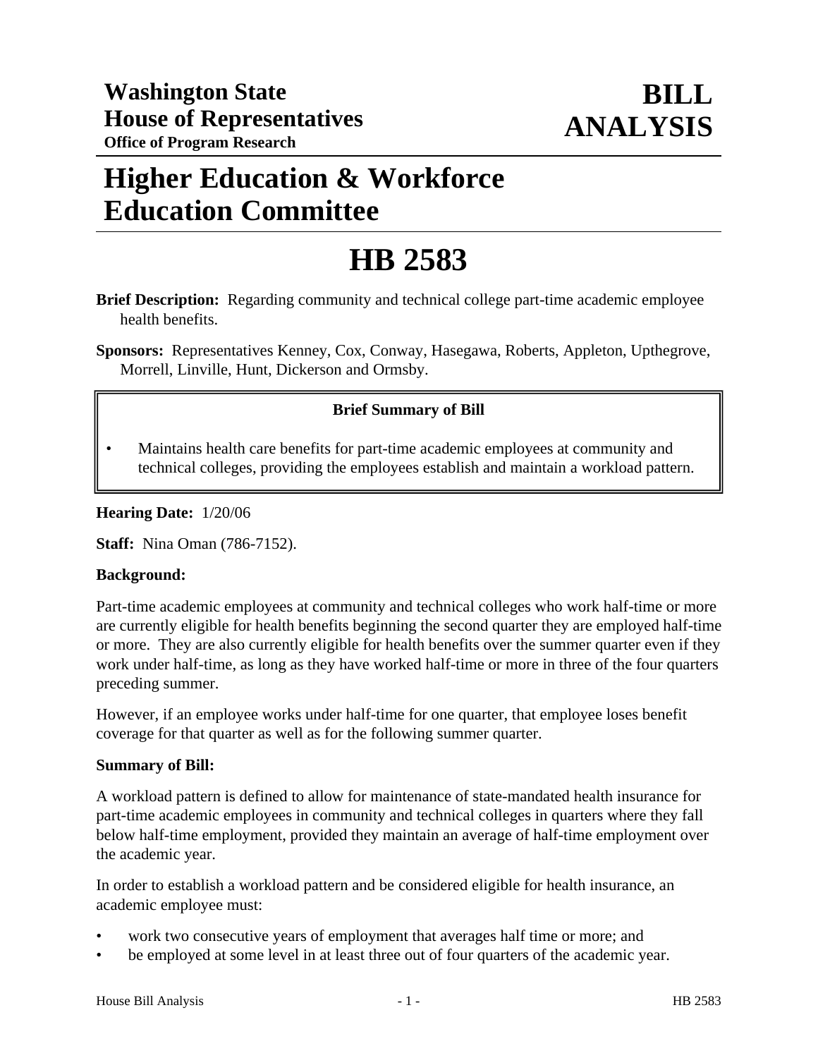**Washington State House of Representatives**
**Office of Program Research**

# BILL ANALYSIS

# Higher Education & Workforce Education Committee

# HB 2583

**Brief Description:** Regarding community and technical college part-time academic employee health benefits.

**Sponsors:** Representatives Kenney, Cox, Conway, Hasegawa, Roberts, Appleton, Upthegrove, Morrell, Linville, Hunt, Dickerson and Ormsby.

**Brief Summary of Bill**

- Maintains health care benefits for part-time academic employees at community and technical colleges, providing the employees establish and maintain a workload pattern.

**Hearing Date:** 1/20/06

**Staff:** Nina Oman (786-7152).

**Background:**

Part-time academic employees at community and technical colleges who work half-time or more are currently eligible for health benefits beginning the second quarter they are employed half-time or more. They are also currently eligible for health benefits over the summer quarter even if they work under half-time, as long as they have worked half-time or more in three of the four quarters preceding summer.

However, if an employee works under half-time for one quarter, that employee loses benefit coverage for that quarter as well as for the following summer quarter.

**Summary of Bill:**

A workload pattern is defined to allow for maintenance of state-mandated health insurance for part-time academic employees in community and technical colleges in quarters where they fall below half-time employment, provided they maintain an average of half-time employment over the academic year.

In order to establish a workload pattern and be considered eligible for health insurance, an academic employee must:

- work two consecutive years of employment that averages half time or more; and
- be employed at some level in at least three out of four quarters of the academic year.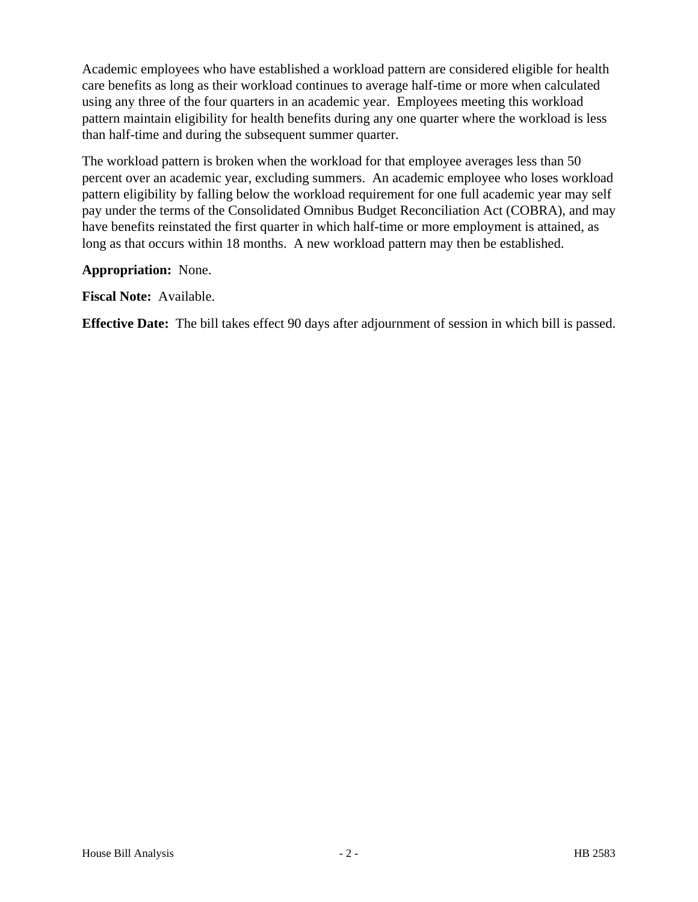Academic employees who have established a workload pattern are considered eligible for health care benefits as long as their workload continues to average half-time or more when calculated using any three of the four quarters in an academic year. Employees meeting this workload pattern maintain eligibility for health benefits during any one quarter where the workload is less than half-time and during the subsequent summer quarter.

The workload pattern is broken when the workload for that employee averages less than 50 percent over an academic year, excluding summers. An academic employee who loses workload pattern eligibility by falling below the workload requirement for one full academic year may self pay under the terms of the Consolidated Omnibus Budget Reconciliation Act (COBRA), and may have benefits reinstated the first quarter in which half-time or more employment is attained, as long as that occurs within 18 months. A new workload pattern may then be established.

**Appropriation:** None.

**Fiscal Note:** Available.

**Effective Date:** The bill takes effect 90 days after adjournment of session in which bill is passed.